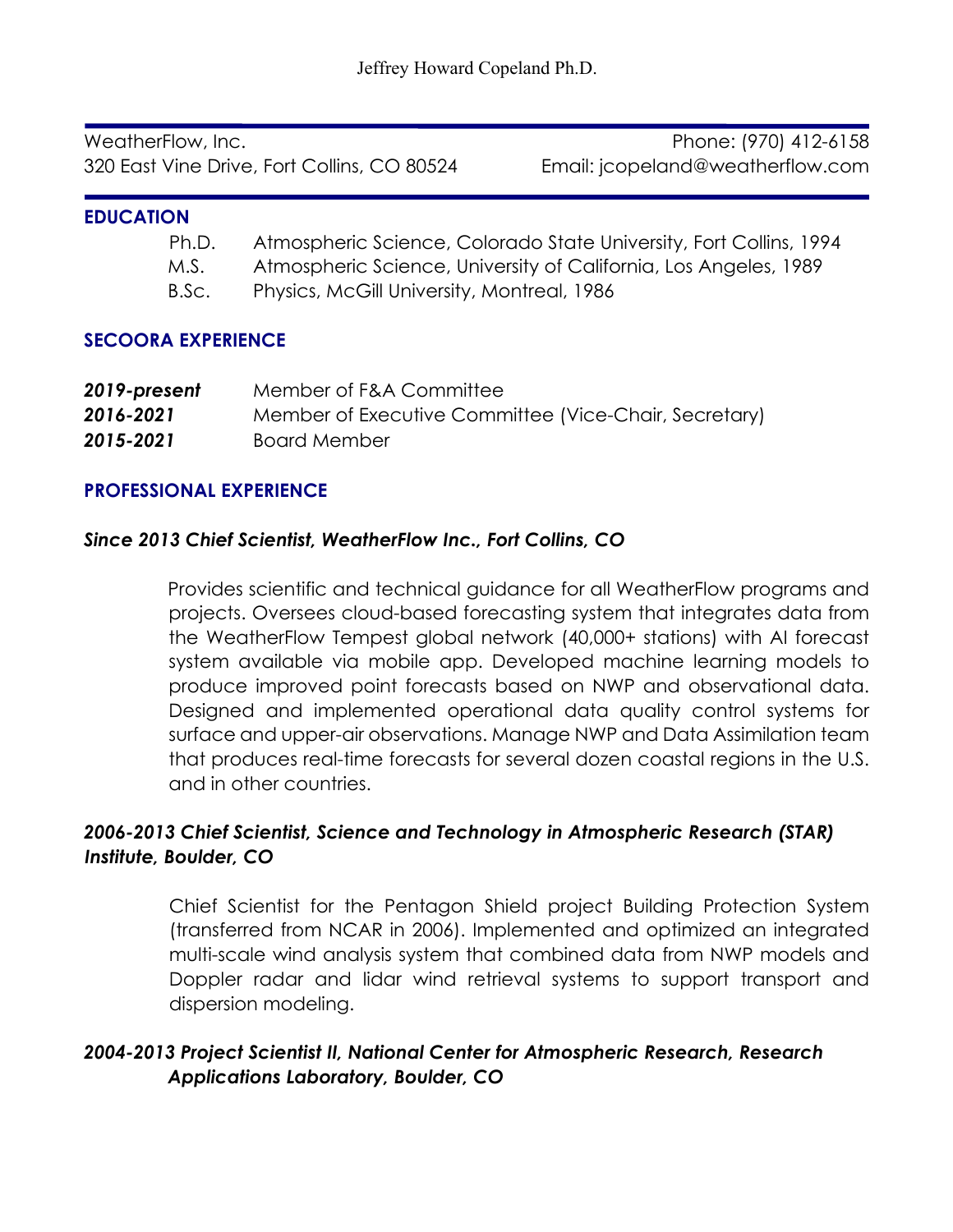# Jeffrey Howard Copeland Ph.D.

WeatherFlow, Inc.
320 East Vine Drive, Fort Collins, CO 80524

Phone: (970) 412-6158
Email: jcopeland@weatherflow.com

## EDUCATION

| | |
|---|---|
| Ph.D. | Atmospheric Science, Colorado State University, Fort Collins, 1994 |
| M.S. | Atmospheric Science, University of California, Los Angeles, 1989 |
| B.Sc. | Physics, McGill University, Montreal, 1986 |

## SECOORA EXPERIENCE

| | |
|---|---|
| ***2019-present*** | Member of F&A Committee |
| ***2016-2021*** | Member of Executive Committee (Vice-Chair, Secretary) |
| ***2015-2021*** | Board Member |

## PROFESSIONAL EXPERIENCE

### *Since 2013 Chief Scientist, WeatherFlow Inc., Fort Collins, CO*

Provides scientific and technical guidance for all WeatherFlow programs and projects. Oversees cloud-based forecasting system that integrates data from the WeatherFlow Tempest global network (40,000+ stations) with AI forecast system available via mobile app. Developed machine learning models to produce improved point forecasts based on NWP and observational data. Designed and implemented operational data quality control systems for surface and upper-air observations. Manage NWP and Data Assimilation team that produces real-time forecasts for several dozen coastal regions in the U.S. and in other countries.

### *2006-2013 Chief Scientist, Science and Technology in Atmospheric Research (STAR) Institute, Boulder, CO*

Chief Scientist for the Pentagon Shield project Building Protection System (transferred from NCAR in 2006). Implemented and optimized an integrated multi-scale wind analysis system that combined data from NWP models and Doppler radar and lidar wind retrieval systems to support transport and dispersion modeling.

### *2004-2013 Project Scientist II, National Center for Atmospheric Research, Research Applications Laboratory, Boulder, CO*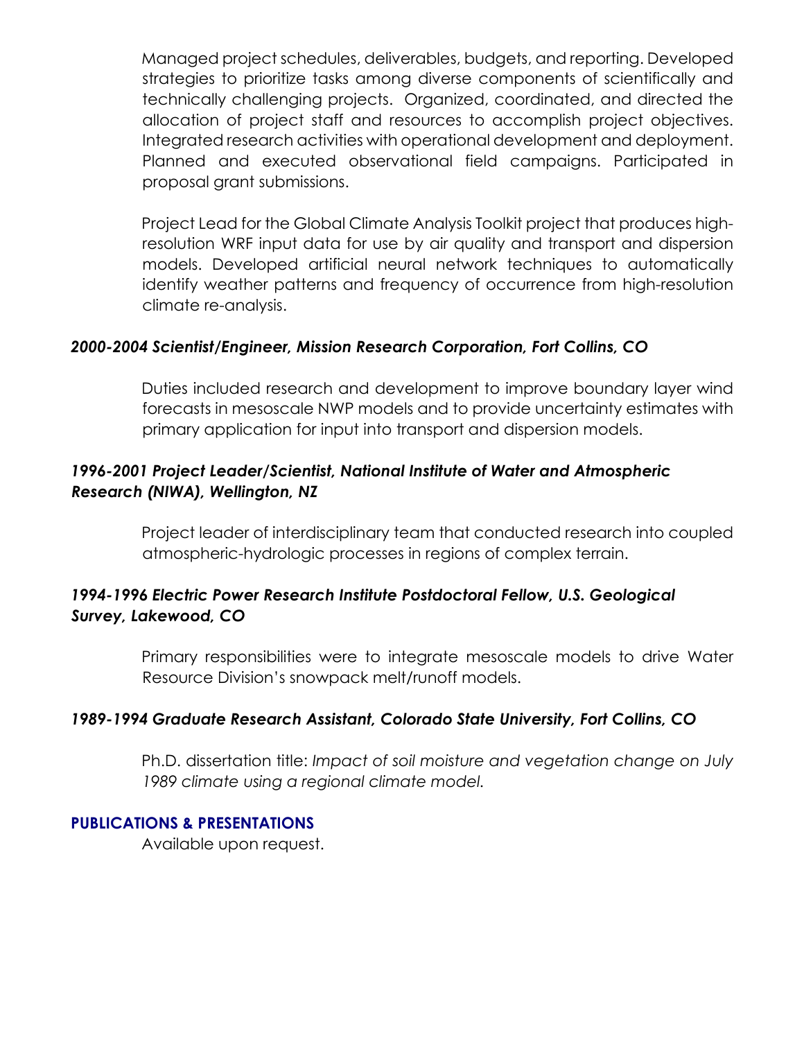Managed project schedules, deliverables, budgets, and reporting. Developed strategies to prioritize tasks among diverse components of scientifically and technically challenging projects. Organized, coordinated, and directed the allocation of project staff and resources to accomplish project objectives. Integrated research activities with operational development and deployment. Planned and executed observational field campaigns. Participated in proposal grant submissions.

Project Lead for the Global Climate Analysis Toolkit project that produces high-resolution WRF input data for use by air quality and transport and dispersion models. Developed artificial neural network techniques to automatically identify weather patterns and frequency of occurrence from high-resolution climate re-analysis.

***2000-2004 Scientist/Engineer, Mission Research Corporation, Fort Collins, CO***

Duties included research and development to improve boundary layer wind forecasts in mesoscale NWP models and to provide uncertainty estimates with primary application for input into transport and dispersion models.

***1996-2001 Project Leader/Scientist, National Institute of Water and Atmospheric Research (NIWA), Wellington, NZ***

Project leader of interdisciplinary team that conducted research into coupled atmospheric-hydrologic processes in regions of complex terrain.

***1994-1996 Electric Power Research Institute Postdoctoral Fellow, U.S. Geological Survey, Lakewood, CO***

Primary responsibilities were to integrate mesoscale models to drive Water Resource Division's snowpack melt/runoff models.

***1989-1994 Graduate Research Assistant, Colorado State University, Fort Collins, CO***

Ph.D. dissertation title: *Impact of soil moisture and vegetation change on July 1989 climate using a regional climate model.*

## PUBLICATIONS & PRESENTATIONS

Available upon request.